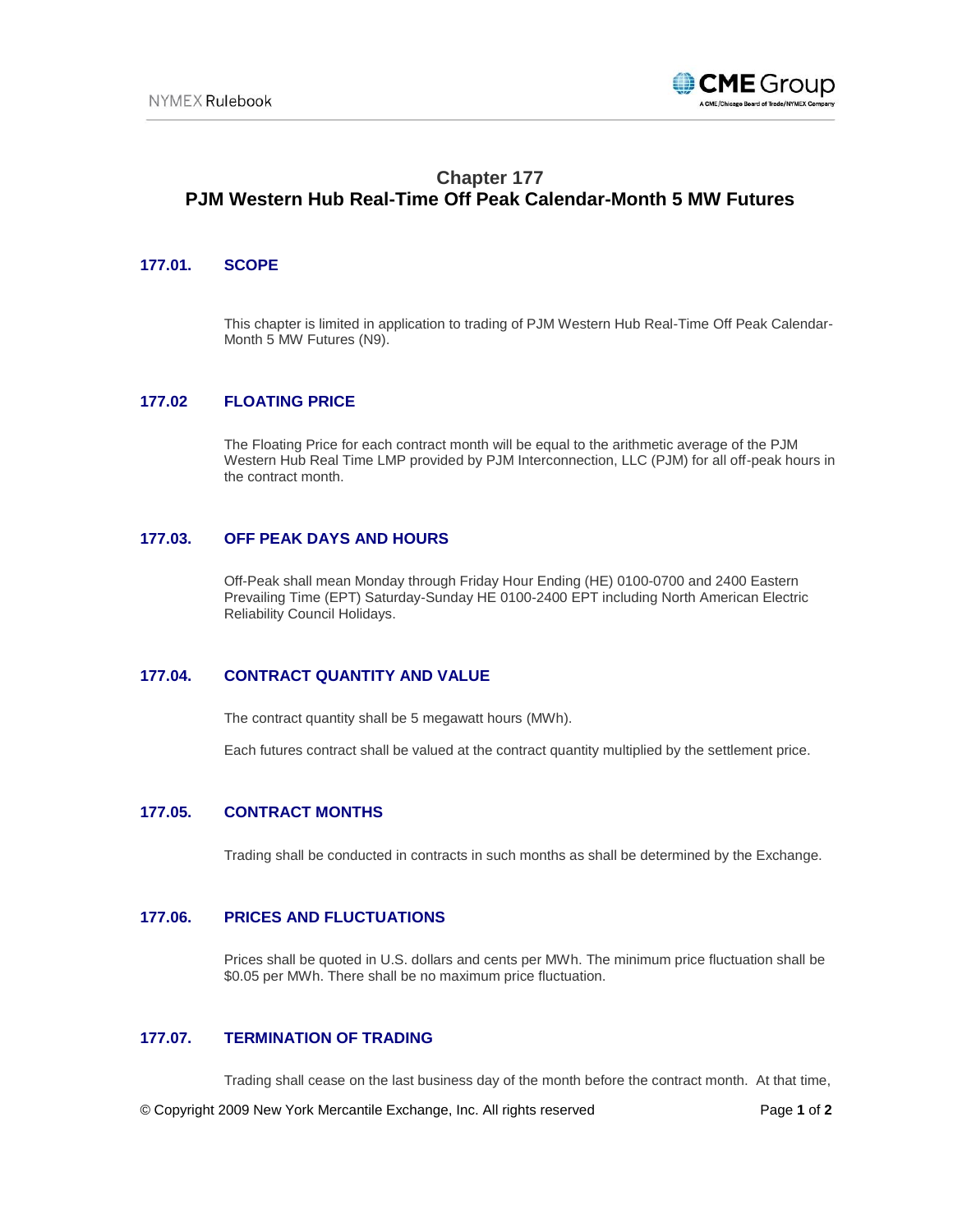# Chapter 177
# PJM Western Hub Real-Time Off Peak Calendar-Month 5 MW Futures

## 177.01. SCOPE

This chapter is limited in application to trading of PJM Western Hub Real-Time Off Peak Calendar-Month 5 MW Futures (N9).

## 177.02 FLOATING PRICE

The Floating Price for each contract month will be equal to the arithmetic average of the PJM Western Hub Real Time LMP provided by PJM Interconnection, LLC (PJM) for all off-peak hours in the contract month.

## 177.03. OFF PEAK DAYS AND HOURS

Off-Peak shall mean Monday through Friday Hour Ending (HE) 0100-0700 and 2400 Eastern Prevailing Time (EPT) Saturday-Sunday HE 0100-2400 EPT including North American Electric Reliability Council Holidays.

## 177.04. CONTRACT QUANTITY AND VALUE

The contract quantity shall be 5 megawatt hours (MWh).

Each futures contract shall be valued at the contract quantity multiplied by the settlement price.

## 177.05. CONTRACT MONTHS

Trading shall be conducted in contracts in such months as shall be determined by the Exchange.

## 177.06. PRICES AND FLUCTUATIONS

Prices shall be quoted in U.S. dollars and cents per MWh. The minimum price fluctuation shall be $0.05 per MWh. There shall be no maximum price fluctuation.

## 177.07. TERMINATION OF TRADING

Trading shall cease on the last business day of the month before the contract month. At that time,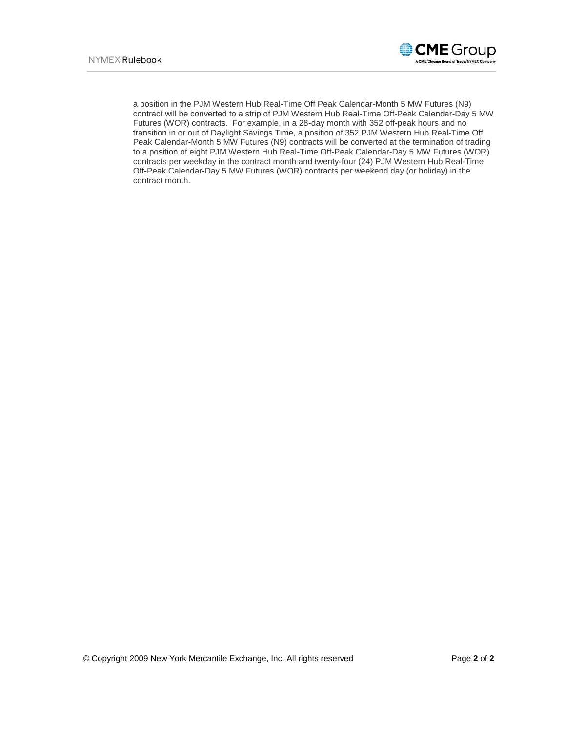a position in the PJM Western Hub Real-Time Off Peak Calendar-Month 5 MW Futures (N9) contract will be converted to a strip of PJM Western Hub Real-Time Off-Peak Calendar-Day 5 MW Futures (WOR) contracts. For example, in a 28-day month with 352 off-peak hours and no transition in or out of Daylight Savings Time, a position of 352 PJM Western Hub Real-Time Off Peak Calendar-Month 5 MW Futures (N9) contracts will be converted at the termination of trading to a position of eight PJM Western Hub Real-Time Off-Peak Calendar-Day 5 MW Futures (WOR) contracts per weekday in the contract month and twenty-four (24) PJM Western Hub Real-Time Off-Peak Calendar-Day 5 MW Futures (WOR) contracts per weekend day (or holiday) in the contract month.